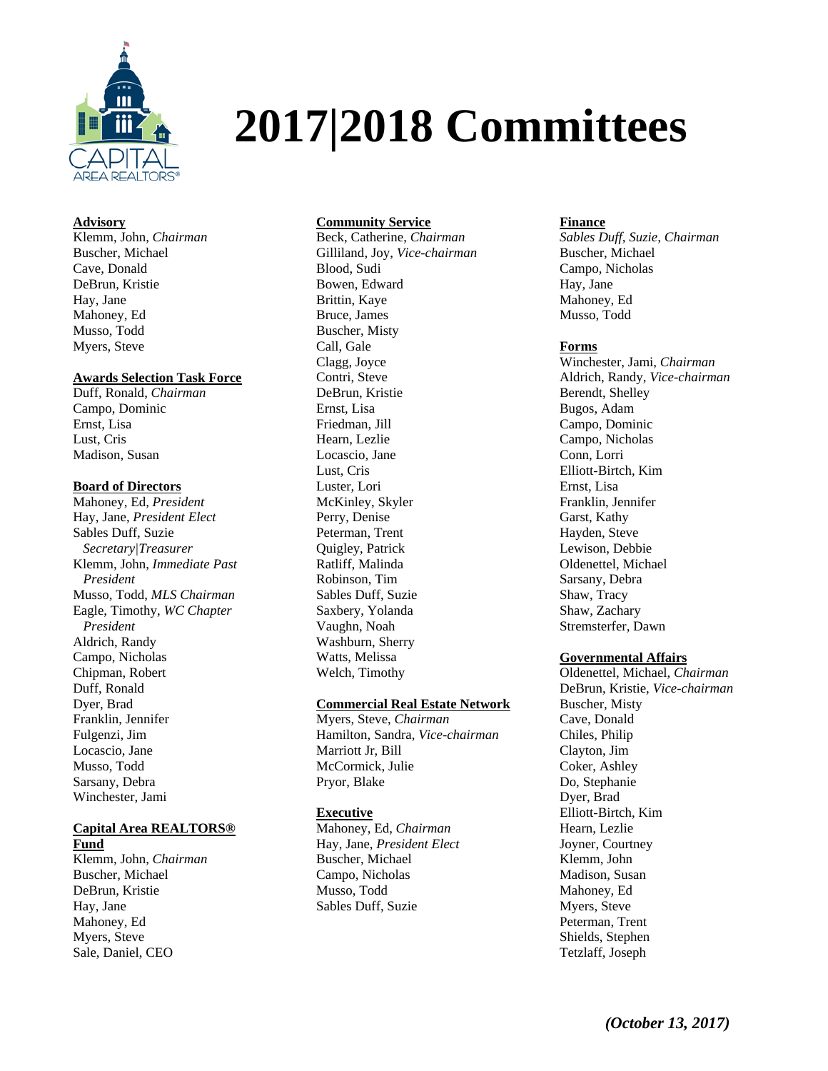# 2017|2018 Committees

**Advisory**
Klemm, John, *Chairman*
Buscher, Michael
Cave, Donald
DeBrun, Kristie
Hay, Jane
Mahoney, Ed
Musso, Todd
Myers, Steve

**Awards Selection Task Force**
Duff, Ronald, *Chairman*
Campo, Dominic
Ernst, Lisa
Lust, Cris
Madison, Susan

**Board of Directors**
Mahoney, Ed, *President*
Hay, Jane, *President Elect*
Sables Duff, Suzie
*Secretary|Treasurer*
Klemm, John, *Immediate Past President*
Musso, Todd, *MLS Chairman*
Eagle, Timothy, *WC Chapter President*
Aldrich, Randy
Campo, Nicholas
Chipman, Robert
Duff, Ronald
Dyer, Brad
Franklin, Jennifer
Fulgenzi, Jim
Locascio, Jane
Musso, Todd
Sarsany, Debra
Winchester, Jami

**Capital Area REALTORS® Fund**
Klemm, John, *Chairman*
Buscher, Michael
DeBrun, Kristie
Hay, Jane
Mahoney, Ed
Myers, Steve
Sale, Daniel, CEO

**Community Service**
Beck, Catherine, *Chairman*
Gilliland, Joy, *Vice-chairman*
Blood, Sudi
Bowen, Edward
Brittin, Kaye
Bruce, James
Buscher, Misty
Call, Gale
Clagg, Joyce
Contri, Steve
DeBrun, Kristie
Ernst, Lisa
Friedman, Jill
Hearn, Lezlie
Locascio, Jane
Lust, Cris
Luster, Lori
McKinley, Skyler
Perry, Denise
Peterman, Trent
Quigley, Patrick
Ratliff, Malinda
Robinson, Tim
Sables Duff, Suzie
Saxbery, Yolanda
Vaughn, Noah
Washburn, Sherry
Watts, Melissa
Welch, Timothy

**Commercial Real Estate Network**
Myers, Steve, *Chairman*
Hamilton, Sandra, *Vice-chairman*
Marriott Jr, Bill
McCormick, Julie
Pryor, Blake

**Executive**
Mahoney, Ed, *Chairman*
Hay, Jane, *President Elect*
Buscher, Michael
Campo, Nicholas
Musso, Todd
Sables Duff, Suzie

**Finance**
*Sables Duff, Suzie, Chairman*
Buscher, Michael
Campo, Nicholas
Hay, Jane
Mahoney, Ed
Musso, Todd

**Forms**
Winchester, Jami, *Chairman*
Aldrich, Randy, *Vice-chairman*
Berendt, Shelley
Bugos, Adam
Campo, Dominic
Campo, Nicholas
Conn, Lorri
Elliott-Birtch, Kim
Ernst, Lisa
Franklin, Jennifer
Garst, Kathy
Hayden, Steve
Lewison, Debbie
Oldenettel, Michael
Sarsany, Debra
Shaw, Tracy
Shaw, Zachary
Stremsterfer, Dawn

**Governmental Affairs**
Oldenettel, Michael, *Chairman*
DeBrun, Kristie, *Vice-chairman*
Buscher, Misty
Cave, Donald
Chiles, Philip
Clayton, Jim
Coker, Ashley
Do, Stephanie
Dyer, Brad
Elliott-Birtch, Kim
Hearn, Lezlie
Joyner, Courtney
Klemm, John
Madison, Susan
Mahoney, Ed
Myers, Steve
Peterman, Trent
Shields, Stephen
Tetzlaff, Joseph

***(October 13, 2017)***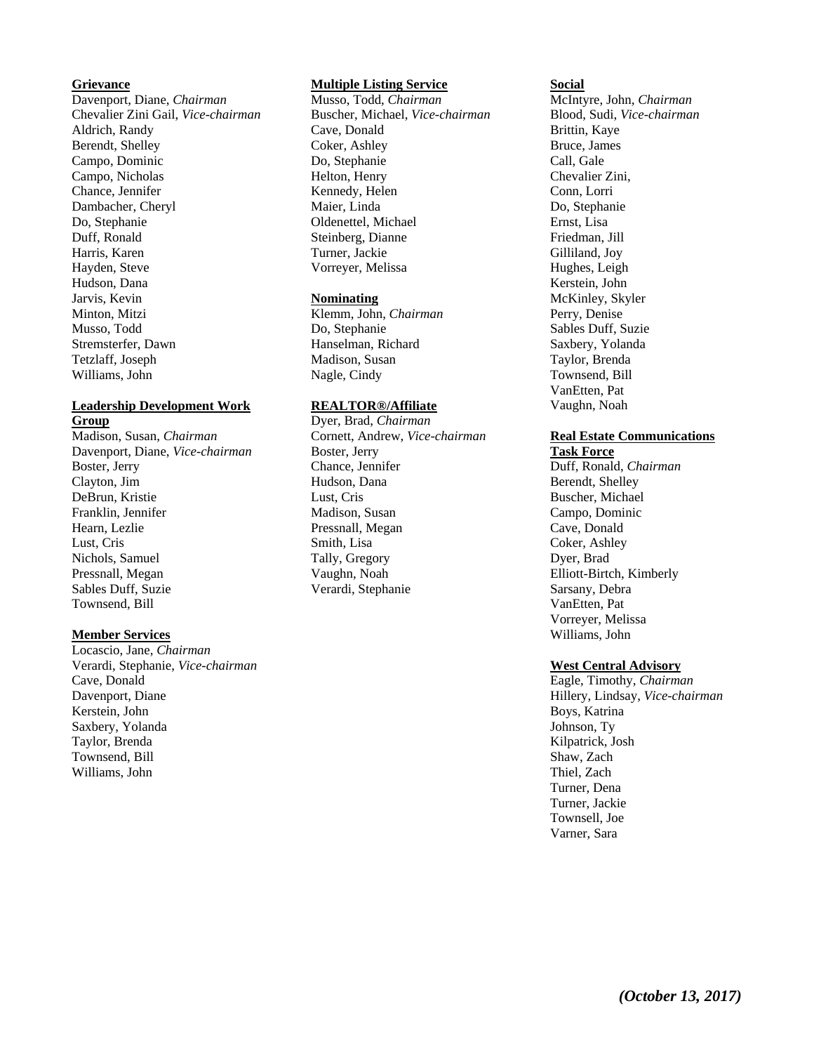**Grievance**

Davenport, Diane, *Chairman*
Chevalier Zini Gail, *Vice-chairman*
Aldrich, Randy
Berendt, Shelley
Campo, Dominic
Campo, Nicholas
Chance, Jennifer
Dambacher, Cheryl
Do, Stephanie
Duff, Ronald
Harris, Karen
Hayden, Steve
Hudson, Dana
Jarvis, Kevin
Minton, Mitzi
Musso, Todd
Stremsterfer, Dawn
Tetzlaff, Joseph
Williams, John

**Leadership Development Work Group**

Madison, Susan, *Chairman*
Davenport, Diane, *Vice-chairman*
Boster, Jerry
Clayton, Jim
DeBrun, Kristie
Franklin, Jennifer
Hearn, Lezlie
Lust, Cris
Nichols, Samuel
Pressnall, Megan
Sables Duff, Suzie
Townsend, Bill

**Member Services**

Locascio, Jane, *Chairman*
Verardi, Stephanie, *Vice-chairman*
Cave, Donald
Davenport, Diane
Kerstein, John
Saxbery, Yolanda
Taylor, Brenda
Townsend, Bill
Williams, John

**Multiple Listing Service**

Musso, Todd, *Chairman*
Buscher, Michael, *Vice-chairman*
Cave, Donald
Coker, Ashley
Do, Stephanie
Helton, Henry
Kennedy, Helen
Maier, Linda
Oldenettel, Michael
Steinberg, Dianne
Turner, Jackie
Vorreyer, Melissa

**Nominating**

Klemm, John, *Chairman*
Do, Stephanie
Hanselman, Richard
Madison, Susan
Nagle, Cindy

**REALTOR®/Affiliate**

Dyer, Brad, *Chairman*
Cornett, Andrew, *Vice-chairman*
Boster, Jerry
Chance, Jennifer
Hudson, Dana
Lust, Cris
Madison, Susan
Pressnall, Megan
Smith, Lisa
Tally, Gregory
Vaughn, Noah
Verardi, Stephanie

**Social**

McIntyre, John, *Chairman*
Blood, Sudi, *Vice-chairman*
Brittin, Kaye
Bruce, James
Call, Gale
Chevalier Zini,
Conn, Lorri
Do, Stephanie
Ernst, Lisa
Friedman, Jill
Gilliland, Joy
Hughes, Leigh
Kerstein, John
McKinley, Skyler
Perry, Denise
Sables Duff, Suzie
Saxbery, Yolanda
Taylor, Brenda
Townsend, Bill
VanEtten, Pat
Vaughn, Noah

**Real Estate Communications Task Force**

Duff, Ronald, *Chairman*
Berendt, Shelley
Buscher, Michael
Campo, Dominic
Cave, Donald
Coker, Ashley
Dyer, Brad
Elliott-Birtch, Kimberly
Sarsany, Debra
VanEtten, Pat
Vorreyer, Melissa
Williams, John

**West Central Advisory**

Eagle, Timothy, *Chairman*
Hillery, Lindsay, *Vice-chairman*
Boys, Katrina
Johnson, Ty
Kilpatrick, Josh
Shaw, Zach
Thiel, Zach
Turner, Dena
Turner, Jackie
Townsell, Joe
Varner, Sara

***(October 13, 2017)***